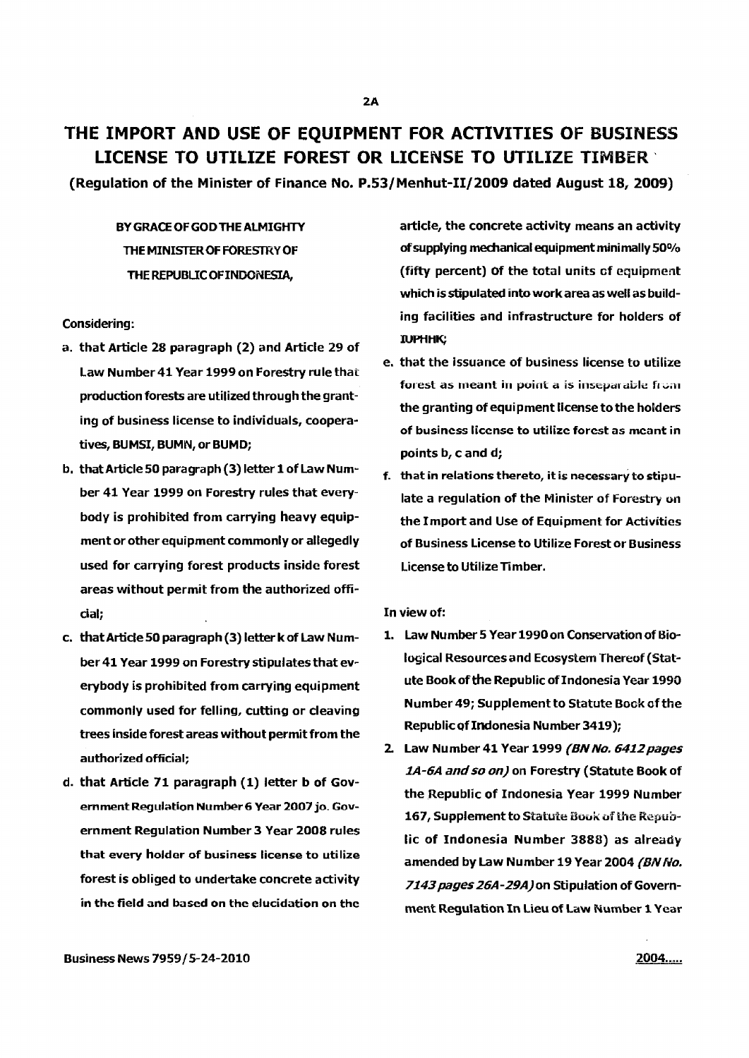# THE IMPORT AND USE OF EQUIPMENT FOR ACTIVITIES OF BUSINESS LICENSE TO UTILIZE FOREST OR LICENSE TO UTILIZE TIMBER

**(Regulation of the Minister of Finance No. P.53/Menhut-II/2009 dated August 18, 2009)**

**BY GRACE OF GOD THE ALMIGHTY**
**THE MINISTER OF FORESTRY OF**
**THE REPUBLIC OF INDONESIA,**

Considering:

a. that Article 28 paragraph (2) and Article 29 of Law Number 41 Year 1999 on Forestry rule that production forests are utilized through the granting of business license to individuals, cooperatives, BUMSI, BUMN, or BUMD;

b. that Article 50 paragraph (3) letter 1 of Law Number 41 Year 1999 on Forestry rules that everybody is prohibited from carrying heavy equipment or other equipment commonly or allegedly used for carrying forest products inside forest areas without permit from the authorized official;

c. that Article 50 paragraph (3) letter k of Law Number 41 Year 1999 on Forestry stipulates that everybody is prohibited from carrying equipment commonly used for felling, cutting or cleaving trees inside forest areas without permit from the authorized official;

d. that Article 71 paragraph (1) letter b of Government Regulation Number 6 Year 2007 jo. Government Regulation Number 3 Year 2008 rules that every holder of business license to utilize forest is obliged to undertake concrete activity in the field and based on the elucidation on the article, the concrete activity means an activity of supplying mechanical equipment minimally 50% (fifty percent) of the total units of equipment which is stipulated into work area as well as building facilities and infrastructure for holders of IUPHHK;

e. that the issuance of business license to utilize forest as meant in point a is inseparable from the granting of equipment license to the holders of business license to utilize forest as meant in points b, c and d;

f. that in relations thereto, it is necessary to stipulate a regulation of the Minister of Forestry on the Import and Use of Equipment for Activities of Business License to Utilize Forest or Business License to Utilize Timber.

In view of:

1. Law Number 5 Year 1990 on Conservation of Biological Resources and Ecosystem Thereof (Statute Book of the Republic of Indonesia Year 1990 Number 49; Supplement to Statute Book of the Republic of Indonesia Number 3419);

2. Law Number 41 Year 1999 *(BN No. 6412 pages 1A-6A and so on)* on Forestry (Statute Book of the Republic of Indonesia Year 1999 Number 167, Supplement to Statute Book of the Republic of Indonesia Number 3888) as already amended by Law Number 19 Year 2004 *(BN No. 7143 pages 26A-29A)* on Stipulation of Government Regulation In Lieu of Law Number 1 Year 2004.....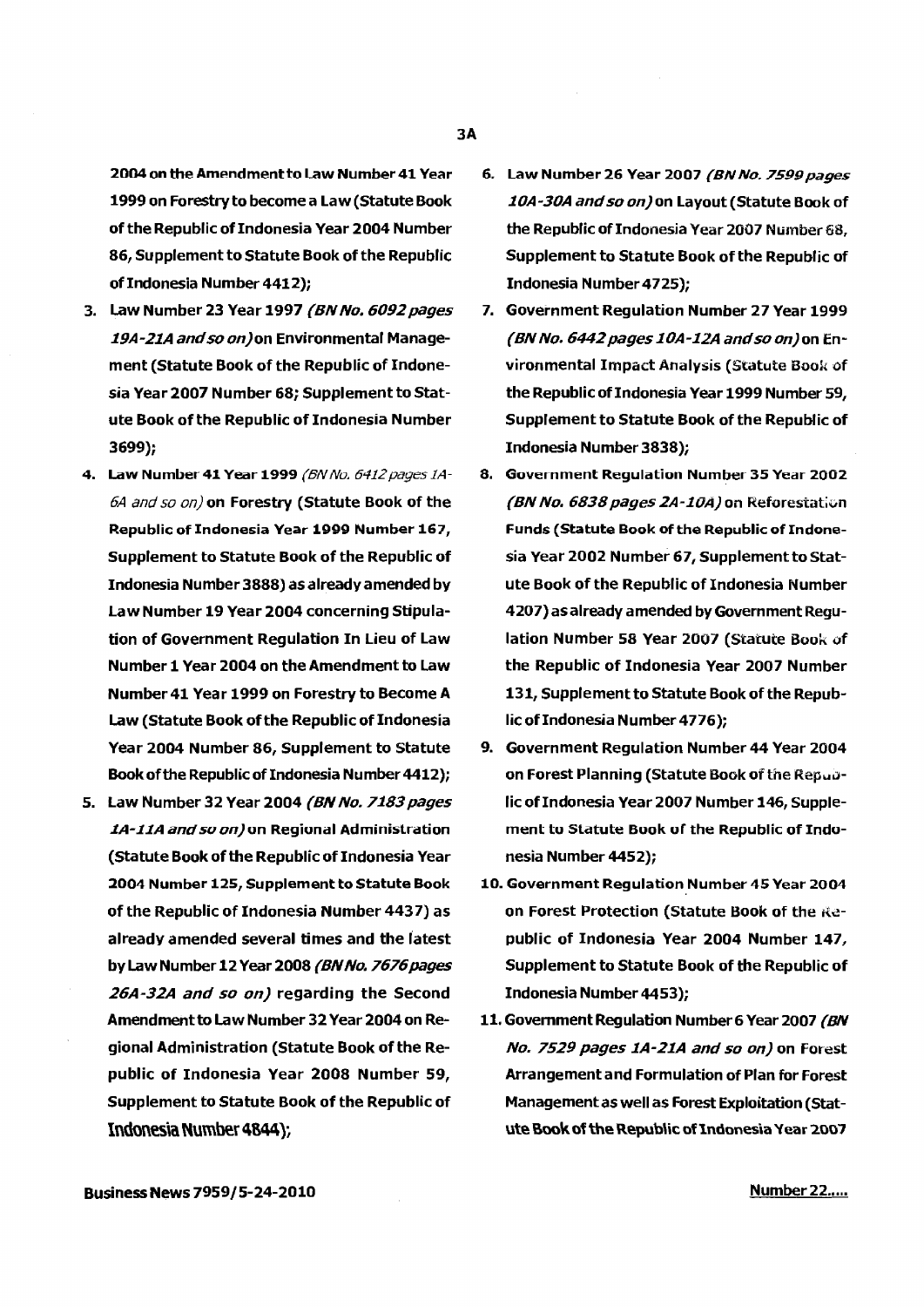2004 on the Amendment to Law Number 41 Year 1999 on Forestry to become a Law (Statute Book of the Republic of Indonesia Year 2004 Number 86, Supplement to Statute Book of the Republic of Indonesia Number 4412);

3. Law Number 23 Year 1997 *(BN No. 6092 pages 19A-21A and so on)* on Environmental Management (Statute Book of the Republic of Indonesia Year 2007 Number 68; Supplement to Statute Book of the Republic of Indonesia Number 3699);
4. Law Number 41 Year 1999 *(BN No. 6412 pages 1A-6A and so on)* on Forestry (Statute Book of the Republic of Indonesia Year 1999 Number 167, Supplement to Statute Book of the Republic of Indonesia Number 3888) as already amended by Law Number 19 Year 2004 concerning Stipulation of Government Regulation In Lieu of Law Number 1 Year 2004 on the Amendment to Law Number 41 Year 1999 on Forestry to Become A Law (Statute Book of the Republic of Indonesia Year 2004 Number 86, Supplement to Statute Book of the Republic of Indonesia Number 4412);
5. Law Number 32 Year 2004 *(BN No. 7183 pages 1A-11A and so on)* on Regional Administration (Statute Book of the Republic of Indonesia Year 2004 Number 125, Supplement to Statute Book of the Republic of Indonesia Number 4437) as already amended several times and the latest by Law Number 12 Year 2008 *(BN No. 7676 pages 26A-32A and so on)* regarding the Second Amendment to Law Number 32 Year 2004 on Regional Administration (Statute Book of the Republic of Indonesia Year 2008 Number 59, Supplement to Statute Book of the Republic of Indonesia Number 4844);
6. Law Number 26 Year 2007 *(BN No. 7599 pages 10A-30A and so on)* on Layout (Statute Book of the Republic of Indonesia Year 2007 Number 68, Supplement to Statute Book of the Republic of Indonesia Number 4725);
7. Government Regulation Number 27 Year 1999 *(BN No. 6442 pages 10A-12A and so on)* on Environmental Impact Analysis (Statute Book of the Republic of Indonesia Year 1999 Number 59, Supplement to Statute Book of the Republic of Indonesia Number 3838);
8. Government Regulation Number 35 Year 2002 *(BN No. 6838 pages 2A-10A)* on Reforestation Funds (Statute Book of the Republic of Indonesia Year 2002 Number 67, Supplement to Statute Book of the Republic of Indonesia Number 4207) as already amended by Government Regulation Number 58 Year 2007 (Statute Book of the Republic of Indonesia Year 2007 Number 131, Supplement to Statute Book of the Republic of Indonesia Number 4776);
9. Government Regulation Number 44 Year 2004 on Forest Planning (Statute Book of the Republic of Indonesia Year 2007 Number 146, Supplement to Statute Book of the Republic of Indonesia Number 4452);
10. Government Regulation Number 45 Year 2004 on Forest Protection (Statute Book of the Republic of Indonesia Year 2004 Number 147, Supplement to Statute Book of the Republic of Indonesia Number 4453);
11. Government Regulation Number 6 Year 2007 *(BN No. 7529 pages 1A-21A and so on)* on Forest Arrangement and Formulation of Plan for Forest Management as well as Forest Exploitation (Statute Book of the Republic of Indonesia Year 2007

Number 22.....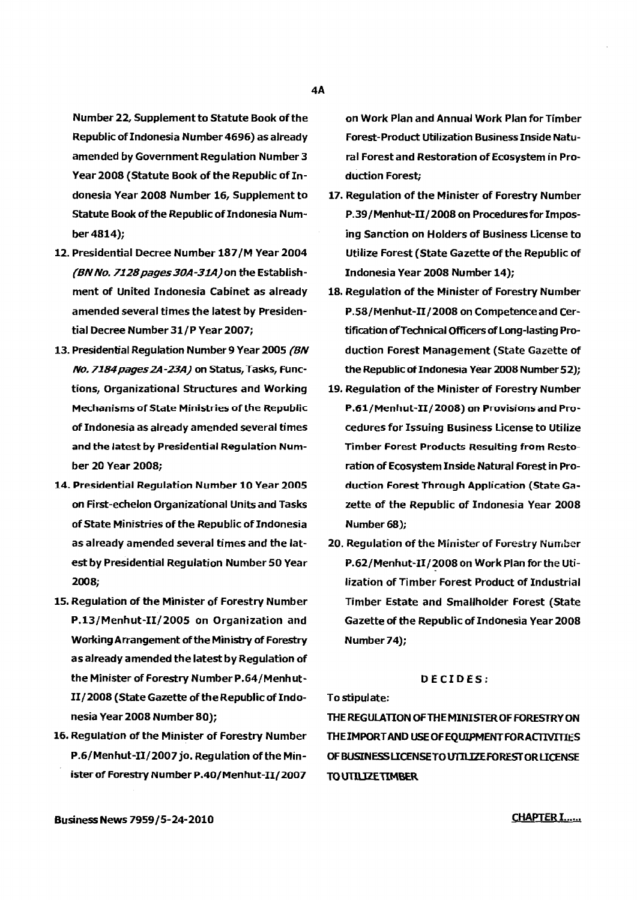Number 22, Supplement to Statute Book of the Republic of Indonesia Number 4696) as already amended by Government Regulation Number 3 Year 2008 (Statute Book of the Republic of Indonesia Year 2008 Number 16, Supplement to Statute Book of the Republic of Indonesia Number 4814);

12. Presidential Decree Number 187/M Year 2004 *(BN No. 7128 pages 30A-31A)* on the Establishment of United Indonesia Cabinet as already amended several times the latest by Presidential Decree Number 31/P Year 2007;
13. Presidential Regulation Number 9 Year 2005 *(BN No. 7184 pages 2A-23A)* on Status, Tasks, Functions, Organizational Structures and Working Mechanisms of State Ministries of the Republic of Indonesia as already amended several times and the latest by Presidential Regulation Number 20 Year 2008;
14. Presidential Regulation Number 10 Year 2005 on First-echelon Organizational Units and Tasks of State Ministries of the Republic of Indonesia as already amended several times and the latest by Presidential Regulation Number 50 Year 2008;
15. Regulation of the Minister of Forestry Number P.13/Menhut-II/2005 on Organization and Working Arrangement of the Ministry of Forestry as already amended the latest by Regulation of the Minister of Forestry Number P.64/Menhut-II/2008 (State Gazette of the Republic of Indonesia Year 2008 Number 80);
16. Regulation of the Minister of Forestry Number P.6/Menhut-II/2007 jo. Regulation of the Minister of Forestry Number P.40/Menhut-II/2007 on Work Plan and Annual Work Plan for Timber Forest-Product Utilization Business Inside Natural Forest and Restoration of Ecosystem in Production Forest;
17. Regulation of the Minister of Forestry Number P.39/Menhut-II/2008 on Procedures for Imposing Sanction on Holders of Business License to Utilize Forest (State Gazette of the Republic of Indonesia Year 2008 Number 14);
18. Regulation of the Minister of Forestry Number P.58/Menhut-II/2008 on Competence and Certification of Technical Officers of Long-lasting Production Forest Management (State Gazette of the Republic of Indonesia Year 2008 Number 52);
19. Regulation of the Minister of Forestry Number P.61/Menhut-II/2008) on Provisions and Procedures for Issuing Business License to Utilize Timber Forest Products Resulting from Restoration of Ecosystem Inside Natural Forest in Production Forest Through Application (State Gazette of the Republic of Indonesia Year 2008 Number 68);
20. Regulation of the Minister of Forestry Number P.62/Menhut-II/2008 on Work Plan for the Utilization of Timber Forest Product of Industrial Timber Estate and Smallholder Forest (State Gazette of the Republic of Indonesia Year 2008 Number 74);

**DECIDES:**

To stipulate:

**THE REGULATION OF THE MINISTER OF FORESTRY ON THE IMPORT AND USE OF EQUIPMENT FOR ACTIVITIES OF BUSINESS LICENSE TO UTILIZE FOREST OR LICENSE TO UTILIZE TIMBER**

CHAPTER I......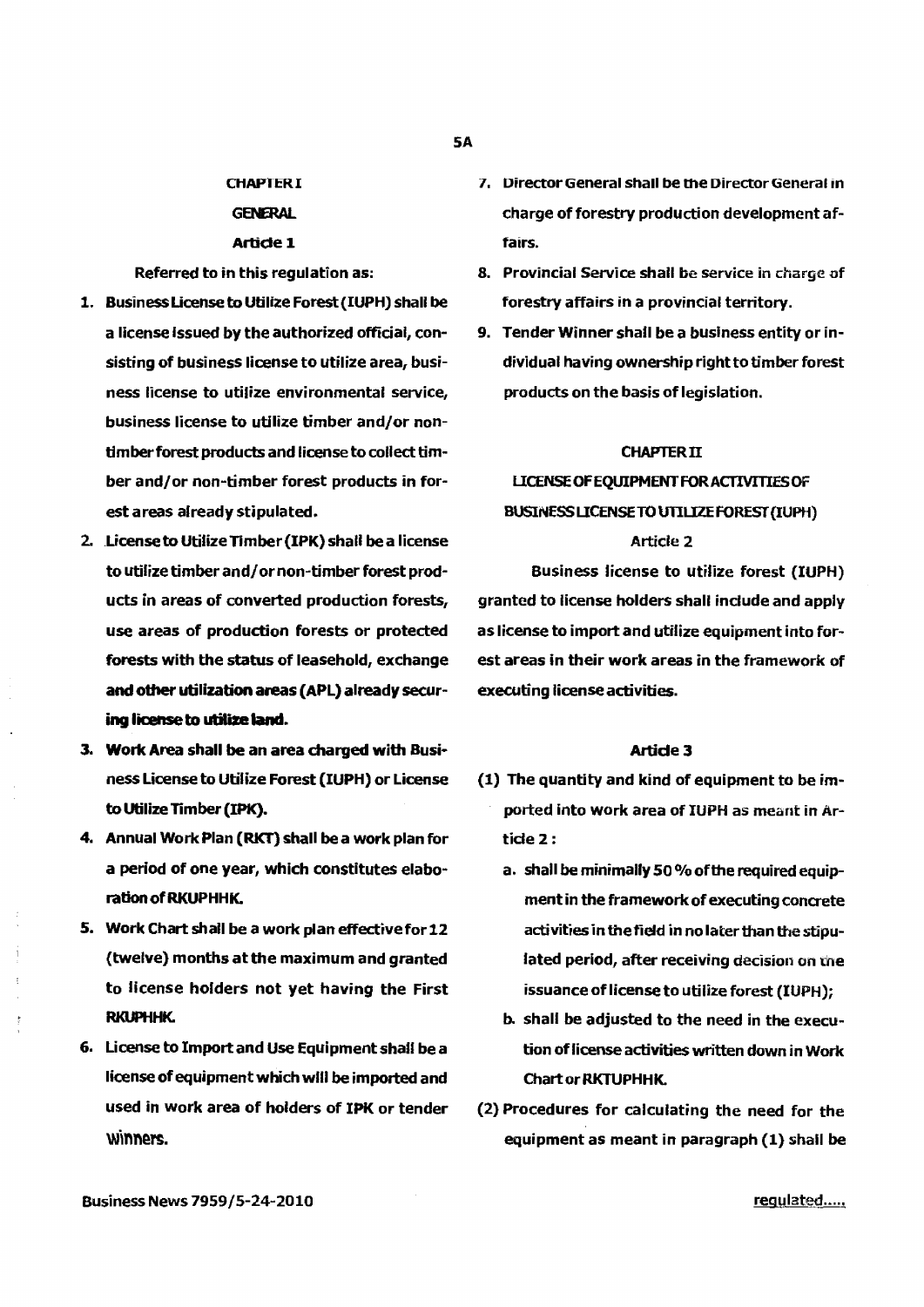## CHAPTER I

## GENERAL

### Article 1

Referred to in this regulation as:

1. Business License to Utilize Forest (IUPH) shall be a license issued by the authorized official, consisting of business license to utilize area, business license to utilize environmental service, business license to utilize timber and/or non-timber forest products and license to collect timber and/or non-timber forest products in forest areas already stipulated.
2. License to Utilize Timber (IPK) shall be a license to utilize timber and/or non-timber forest products in areas of converted production forests, use areas of production forests or protected forests with the status of leasehold, exchange **and other utilization areas (APL) already securing license to utilize land.**
3. Work Area shall be an area charged with Business License to Utilize Forest (IUPH) or License to Utilize Timber (IPK).
4. Annual Work Plan (RKT) shall be a work plan for a period of one year, which constitutes elaboration of RKUPHHK.
5. Work Chart shall be a work plan effective for 12 (twelve) months at the maximum and granted to license holders not yet having the First RKUPHHK.
6. License to Import and Use Equipment shall be a license of equipment which will be imported and used in work area of holders of IPK or tender winners.
7. Director General shall be the Director General in charge of forestry production development affairs.
8. Provincial Service shall be service in charge of forestry affairs in a provincial territory.
9. Tender Winner shall be a business entity or individual having ownership right to timber forest products on the basis of legislation.

## CHAPTER II

## LICENSE OF EQUIPMENT FOR ACTIVITIES OF BUSINESS LICENSE TO UTILIZE FOREST (IUPH)

### Article 2

Business license to utilize forest (IUPH) granted to license holders shall include and apply as license to import and utilize equipment into forest areas in their work areas in the framework of executing license activities.

### Article 3

(1) The quantity and kind of equipment to be imported into work area of IUPH as meant in Article 2 :
   - a. shall be minimally 50 % of the required equipment in the framework of executing concrete activities in the field in no later than the stipulated period, after receiving decision on the issuance of license to utilize forest (IUPH);
   - b. shall be adjusted to the need in the execution of license activities written down in Work Chart or RKTUPHHK.

(2) Procedures for calculating the need for the equipment as meant in paragraph (1) shall be regulated.....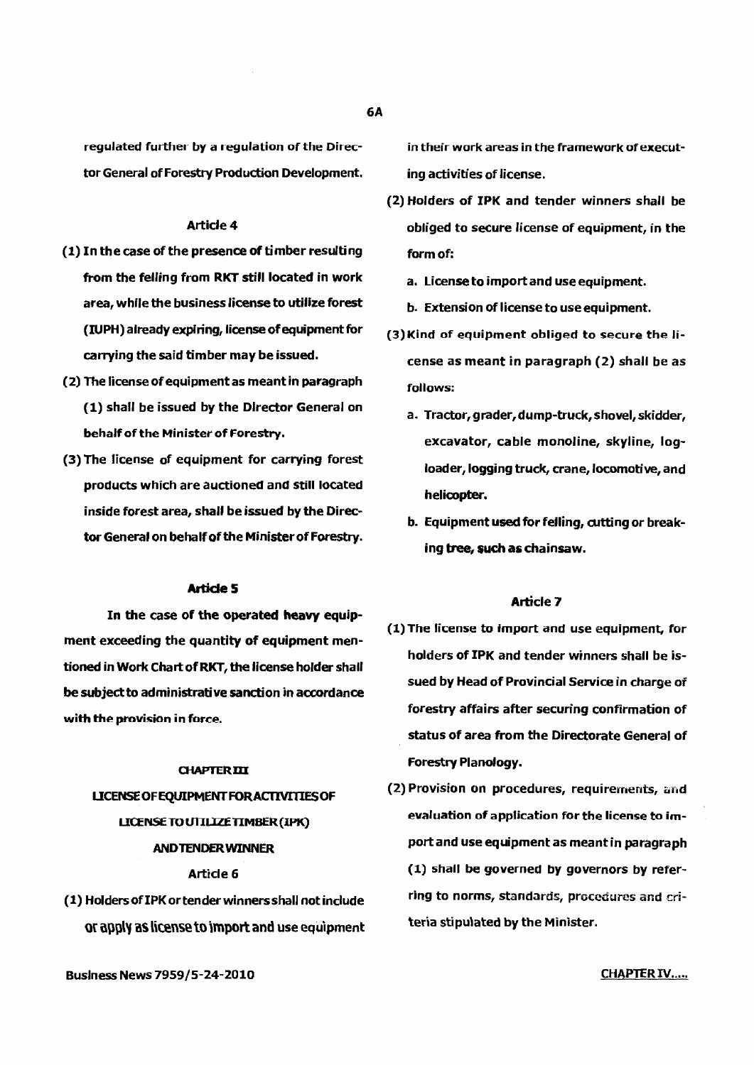regulated further by a regulation of the Director General of Forestry Production Development.

### Article 4

(1) In the case of the presence of timber resulting from the felling from RKT still located in work area, while the business license to utilize forest (IUPH) already expiring, license of equipment for carrying the said timber may be issued.

(2) The license of equipment as meant in paragraph (1) shall be issued by the Director General on behalf of the Minister of Forestry.

(3) The license of equipment for carrying forest products which are auctioned and still located inside forest area, shall be issued by the Director General on behalf of the Minister of Forestry.

### Article 5

In the case of the operated heavy equipment exceeding the quantity of equipment mentioned in Work Chart of RKT, the license holder shall be subject to administrative sanction in accordance with the provision in force.

## CHAPTER III

## LICENSE OF EQUIPMENT FOR ACTIVITIES OF LICENSE TO UTILIZE TIMBER (IPK) AND TENDER WINNER

### Article 6

(1) Holders of IPK or tender winners shall not include or apply as license to import and use equipment in their work areas in the framework of executing activities of license.

(2) Holders of IPK and tender winners shall be obliged to secure license of equipment, in the form of:

   a. License to import and use equipment.

   b. Extension of license to use equipment.

(3) Kind of equipment obliged to secure the license as meant in paragraph (2) shall be as follows:

   a. Tractor, grader, dump-truck, shovel, skidder, excavator, cable monoline, skyline, log-loader, logging truck, crane, locomotive, and helicopter.

   b. Equipment used for felling, cutting or breaking tree, such as chainsaw.

### Article 7

(1) The license to import and use equipment, for holders of IPK and tender winners shall be issued by Head of Provincial Service in charge of forestry affairs after securing confirmation of status of area from the Directorate General of Forestry Planology.

(2) Provision on procedures, requirements, and evaluation of application for the license to import and use equipment as meant in paragraph (1) shall be governed by governors by referring to norms, standards, procedures and criteria stipulated by the Minister.

CHAPTER IV.....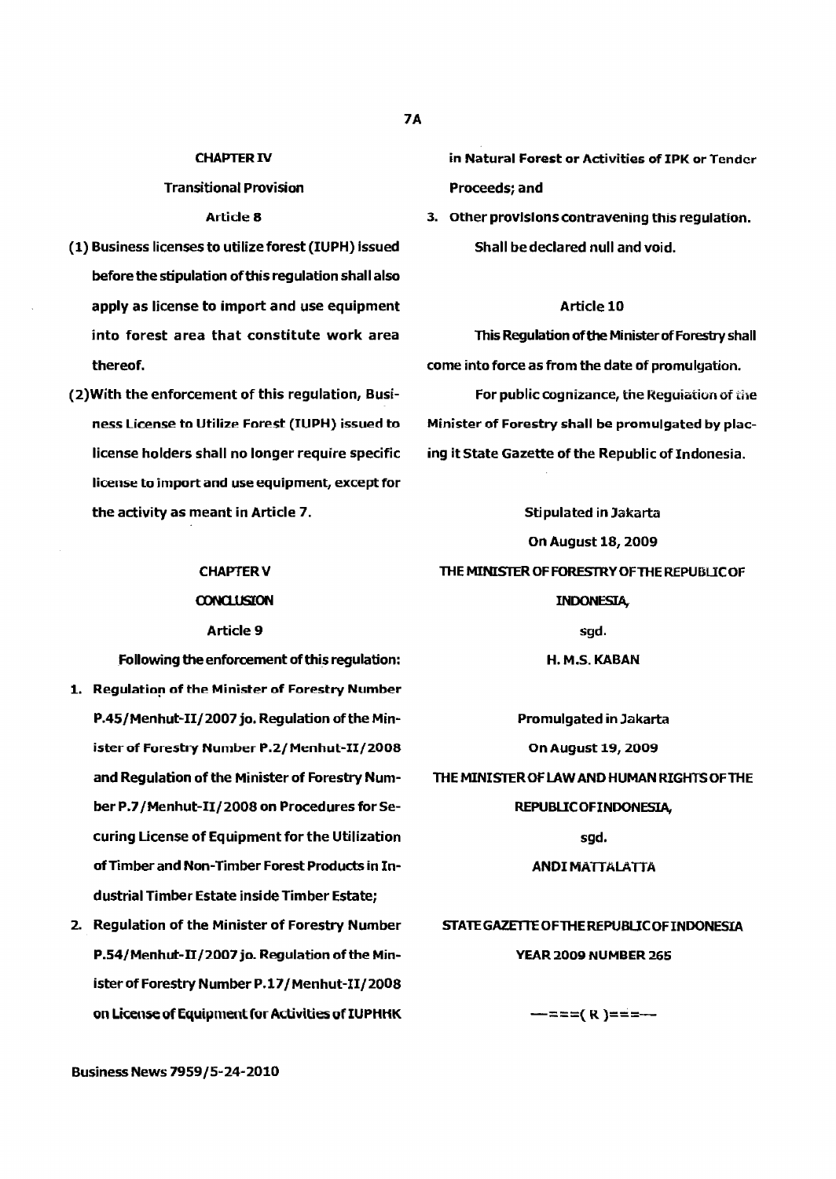## CHAPTER IV

### Transitional Provision

#### Article 8

(1) Business licenses to utilize forest (IUPH) issued before the stipulation of this regulation shall also apply as license to import and use equipment into forest area that constitute work area thereof.

(2) With the enforcement of this regulation, Business License to Utilize Forest (IUPH) issued to license holders shall no longer require specific license to import and use equipment, except for the activity as meant in Article 7.

## CHAPTER V

### CONCLUSION

#### Article 9

Following the enforcement of this regulation:

1. Regulation of the Minister of Forestry Number P.45/Menhut-II/2007 jo. Regulation of the Minister of Forestry Number P.2/Menhut-II/2008 and Regulation of the Minister of Forestry Number P.7/Menhut-II/2008 on Procedures for Securing License of Equipment for the Utilization of Timber and Non-Timber Forest Products in Industrial Timber Estate inside Timber Estate;
2. Regulation of the Minister of Forestry Number P.54/Menhut-II/2007 jo. Regulation of the Minister of Forestry Number P.17/Menhut-II/2008 on License of Equipment for Activities of IUPHHK in Natural Forest or Activities of IPK or Tender Proceeds; and
3. Other provisions contravening this regulation.

Shall be declared null and void.

#### Article 10

This Regulation of the Minister of Forestry shall come into force as from the date of promulgation.

For public cognizance, the Regulation of the Minister of Forestry shall be promulgated by placing it State Gazette of the Republic of Indonesia.

Stipulated in Jakarta
On August 18, 2009
THE MINISTER OF FORESTRY OF THE REPUBLIC OF INDONESIA,
sgd.
H. M.S. KABAN

Promulgated in Jakarta
On August 19, 2009
THE MINISTER OF LAW AND HUMAN RIGHTS OF THE REPUBLIC OF INDONESIA,
sgd.
ANDI MATTALATTA

STATE GAZETTE OF THE REPUBLIC OF INDONESIA
YEAR 2009 NUMBER 265

—===( R )===—